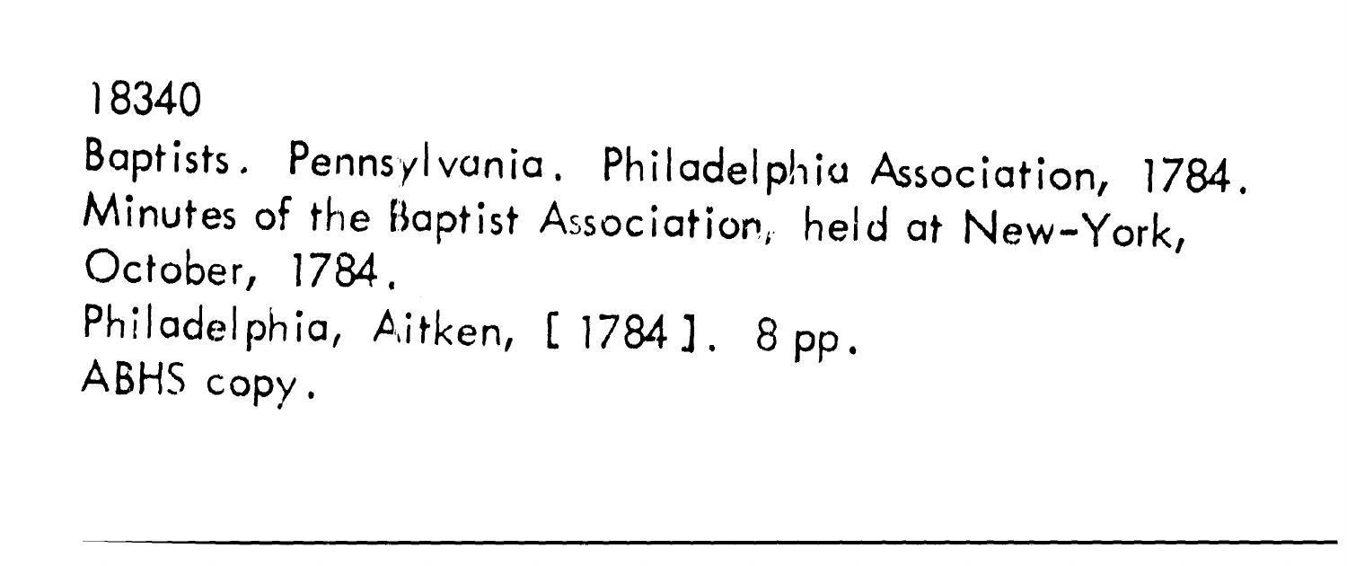18340

Baptists. Pennsylvania. Philadelphia Association, 1784.
Minutes of the Baptist Association, held at New-York,
October, 1784.
Philadelphia, Aitken, [ 1784 ]. 8 pp.
ABHS copy.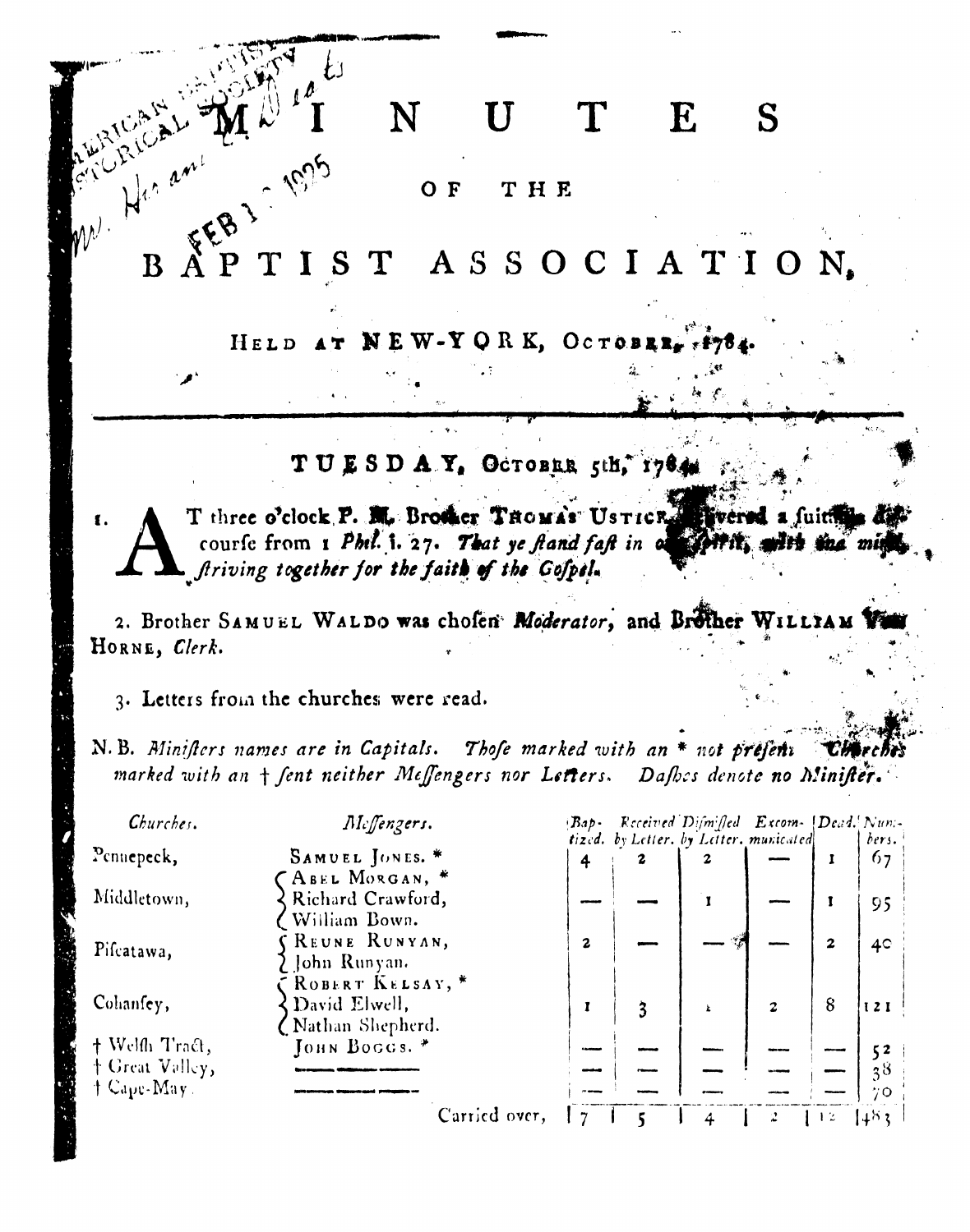# MINUTES

## OF THE

# BAPTIST ASSOCIATION,

HELD AT NEW-YORK, OCTOBER, 1784.

---

## TUESDAY, OCTOBER 5th, 1784.

1. AT three o'clock P. M. Brother THOMAS USTICK delivered a suitable discourse from 1 *Phil.* i. 27. *That ye stand fast in one spirit, with one mind, striving together for the faith of the Gospel.*

2. Brother SAMUEL WALDO was chosen *Moderator*, and Brother WILLIAM VAN HORNE, *Clerk*.

3. Letters from the churches were read.

N. B. *Ministers names are in Capitals. Those marked with an * not present. Churches marked with an † sent neither Messengers nor Letters. Dashes denote no Minister.*

| *Churches.* | *Messengers.* | *Baptized.* | *Received by Letter.* | *Dismissed by Letter.* | *Excommunicated* | *Dead.* | *Numbers.* |
|---|---|---|---|---|---|---|---|
| Pennepeck, | SAMUEL JONES. * | 4 | 2 | 2 | — | 1 | 67 |
| Middletown, | ABEL MORGAN, * Richard Crawford, William Bown. | — | — | 1 | — | 1 | 95 |
| Piscatawa, | REUNE RUNYAN, John Runyan. | 2 | — | — | — | 2 | 40 |
| Cohansey, | ROBERT KELSAY, * David Elwell, Nathan Shepherd. | 1 | 3 | 1 | 2 | 8 | 121 |
| † Welsh Tract, | JOHN BOGGS. * | — | — | — | — | — | 52 |
| † Great Valley, | ———— | — | — | — | — | — | 38 |
| † Cape-May. | ———— | — | — | — | — | — | 70 |
| | Carried over, | 7 | 5 | 4 | 2 | 12 | 483 |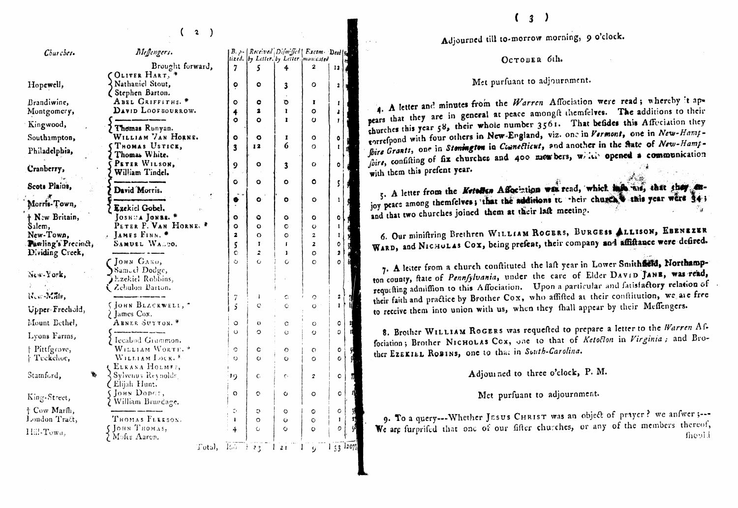| Churches. | Messengers. | Baptized. | Received by Letter. | Dismissed by Letter. | Excommunicated | Dead |
| --- | --- | --- | --- | --- | --- | --- |
| | Brought forward, | 7 | 5 | 4 | 2 | 12 |
| Hopewell, | OLIVER HART, * Nathaniel Stout, Stephen Barton. | 0 | 0 | 3 | 0 | 2 |
| Brandiwine, | ABEL GRIFFITHS. * | 0 | 0 | 0 | 1 | 1 |
| Montgomery, | DAVID LOOFBOURROW. | 4 | 2 | 1 | 0 | 2 |
| Kingwood, | ———— Thomas Runyan. | 0 | 0 | 1 | 0 | 1 |
| Southampton, | WILLIAM VAN HORNE. | 0 | 0 | 1 | 0 | 0 |
| Philadelphia, | THOMAS USTICK, Thomas White. | 3 | 12 | 6 | 0 | 1 |
| Cranberry, | PETER WILSON, William Tindel. | 9 | 0 | 3 | 0 | 0 |
| Scots Plains, | ———— David Morris. | 0 | 0 | 0 | 0 | 5 |
| Morris-Town, | ———— Ezekiel Gobel. | 0 | 0 | 0 | 0 | 1 |
| † New Britain, | JOSHUA JONES. * | 0 | 0 | 0 | 0 | 0 |
| Salem, | PETER P. VAN HORNE. * | 0 | 0 | 0 | 0 | 1 |
| New-Town, | JAMES FINN. * | 2 | 0 | 0 | 2 | 1 |
| Pawling's Precinct, | SAMUEL WALDO. | 5 | 1 | 1 | 2 | 0 |
| Dividing Creek, | ———— | 0 | 2 | 1 | 0 | 2 |
| New-York, | JOHN GANO, Samuel Dodge, Ezekiel Robbins, Zebulon Barton. | 0 | 0 | 0 | 0 | 0 |
| New-Mills, | ———— | 7 | 1 | 0 | 0 | 2 |
| Upper-Freehold, | JOHN BLACKWELL, * James Cox. | 5 | 0 | 0 | 0 | 1 |
| Mount Bethel, | ABNER SUTTON. * | 0 | 0 | 0 | 0 | 0 |
| Lyons Farms, | ———— Ichabod Grummon. | 0 | 0 | 0 | 0 | 0 |
| † Pittsgrove, | WILLIAM WORTH. * | 0 | 0 | 0 | 0 | 0 |
| † Tuckahoe, | WILLIAM LOCK. * | 0 | 0 | 0 | 0 | 0 |
| Stamford, | ELKANA HOLMES, Sylvenus Reynolds, Elijah Hunt. | 19 | 0 | 0 | 2 | 0 |
| King-Street, | JOHN DODGE, William Brundage. | 0 | 0 | 0 | 0 | 0 |
| † Cow Marsh, | ———— | 0 | 0 | 0 | 0 | 0 |
| London Tract, | THOMAS FLEESON. | 1 | 0 | 0 | 0 | 1 |
| Hill-Town, | JOHN THOMAS, Moses Aaron. | 4 | 0 | 0 | 0 | 0 |
| | Total, | 66 | 23 | 21 | 9 | 33 |

Adjourned till to-morrow morning, 9 o'clock.

OCTOBER 6th.

Met pursuant to adjournment.

4. A letter and minutes from the *Warren* Association were read; whereby it appears that they are in general at peace amongst themselves. The additions to their churches this year 58, their whole number 3561. That besides this Association they correspond with four others in New-England, viz. one in *Vermont*, one in *New-Hampshire Grants*, one in *Stonington* in *Connecticut*, and another in the state of *New-Hampshire*, consisting of six churches and 400 members, which opened a communication with them this present year.

5. A letter from the *Ketocton* Association was read, which informs us, that they enjoy peace among themselves; that the additions to their churches this year were 34; and that two churches joined them at their last meeting.

6. Our ministring Brethren WILLIAM ROGERS, BURGESS ALLISON, EBENEZER WARD, and NICHOLAS COX, being present, their company and assistance were desired.

7. A letter from a church constituted the last year in Lower Smithfield, Northampton county, state of *Pennsylvania*, under the care of Elder DAVID JANE, was read, requesting admission to this Association. Upon a particular and satisfactory relation of their faith and practice by Brother COX, who assisted at their constitution, we are free to receive them into union with us, when they shall appear by their Messengers.

8. Brother WILLIAM ROGERS was requested to prepare a letter to the *Warren* Association; Brother NICHOLAS COX, one to that of *Ketocton* in *Virginia*; and Brother EZEKIEL ROBINS, one to that in *South-Carolina*.

Adjourned to three o'clock, P. M.

Met pursuant to adjournment.

9. To a query---Whether JESUS CHRIST was an object of prayer? we answer;--- We are surprised that one of our sister churches, or any of the members thereof, should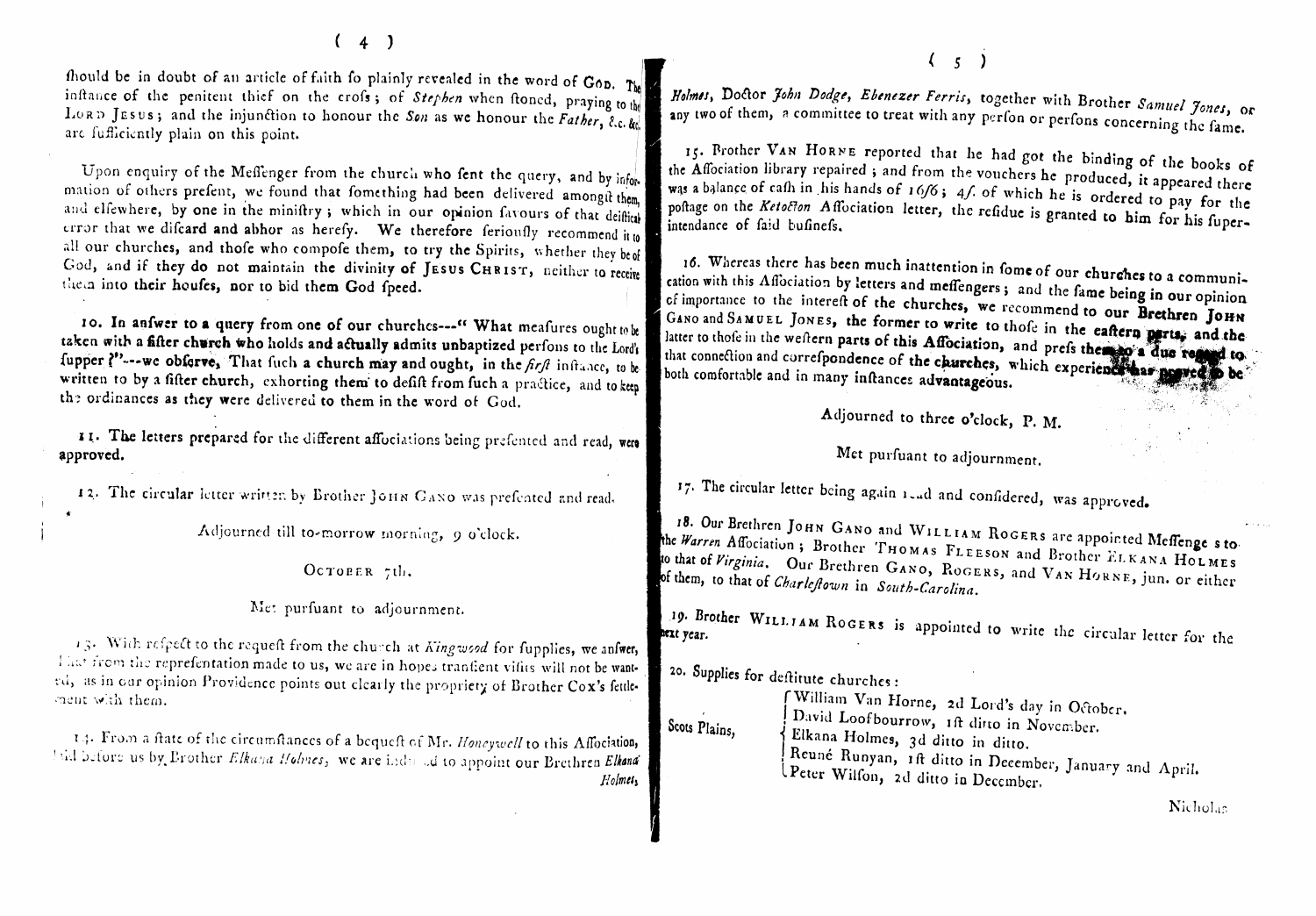should be in doubt of an article of faith so plainly revealed in the word of GOD. The instance of the penitent thief on the cross; of *Stephen* when stoned, praying to the LORD JESUS; and the injunction to honour the *Son* as we honour the *Father*, &c. &c. are sufficiently plain on this point.

Upon enquiry of the Messenger from the church who sent the query, and by information of others present, we found that something had been delivered amongst them, and elsewhere, by one in the ministry; which in our opinion favours of that deistical error that we discard and abhor as heresy. We therefore seriously recommend it to all our churches, and those who compose them, to try the Spirits, whether they be of God, and if they do not maintain the divinity of JESUS CHRIST, neither to receive them into their houses, nor to bid them God speed.

10. In answer to a query from one of our churches---" What measures ought to be taken with a sister church who holds and actually admits unbaptized persons to the Lord's supper?"---we observe, That such a church may and ought, in the *first* instance, to be written to by a sister church, exhorting them to desist from such a practice, and to keep the ordinances as they were delivered to them in the word of God.

11. The letters prepared for the different associations being presented and read, were approved.

12. The circular letter written by Brother JOHN GANO was presented and read.

Adjourned till to-morrow morning, 9 o'clock.

OCTOBER 7th.

Met pursuant to adjournment.

13. With respect to the request from the church at *Kingwood* for supplies, we answer, that from the representation made to us, we are in hopes transient visits will not be wanted, as in our opinion Providence points out clearly the propriety of Brother Cox's settlement with them.

14. From a state of the circumstances of a bequest of Mr. *Honeywell* to this Association, laid before us by Brother *Elkana Holmes*, we are induced to appoint our Brethren *Elkana Holmes*, Doctor *John Dodge*, *Ebenezer Ferris*, together with Brother *Samuel Jones*, or any two of them, a committee to treat with any person or persons concerning the same.

15. Brother VAN HORNE reported that he had got the binding of the books of the Association library repaired; and from the vouchers he produced, it appeared there was a balance of cash in his hands of 16/6; 4*s*. of which he is ordered to pay for the postage on the *Ketocton* Association letter, the residue is granted to him for his superintendance of said business.

16. Whereas there has been much inattention in some of our churches to a communication with this Association by letters and messengers; and the same being in our opinion of importance to the interest of the churches, we recommend to our Brethren JOHN GANO and SAMUEL JONES, the former to write to those in the eastern parts, and the latter to those in the western parts of this Association, and press them to a due regard to that connection and correspondence of the churches, which experience has proved to be both comfortable and in many instances advantageous.

Adjourned to three o'clock, P. M.

Met pursuant to adjournment.

17. The circular letter being again read and considered, was approved.

18. Our Brethren JOHN GANO and WILLIAM ROGERS are appointed Messenges to the *Warren* Association; Brother THOMAS FLEESON and Brother ELKANA HOLMES to that of *Virginia*. Our Brethren GANO, ROGERS, and VAN HORNE, jun. or either of them, to that of *Charlestown* in *South-Carolina*.

19. Brother WILLIAM ROGERS is appointed to write the circular letter for the next year.

20. Supplies for destitute churches:

Scots Plains,
- William Van Horne, 2d Lord's day in October.
- David Loofbourrow, 1st ditto in November.
- Elkana Holmes, 3d ditto in ditto.
- Reuné Runyan, 1st ditto in December, January and April.
- Peter Wilson, 2d ditto in December.

Nicholas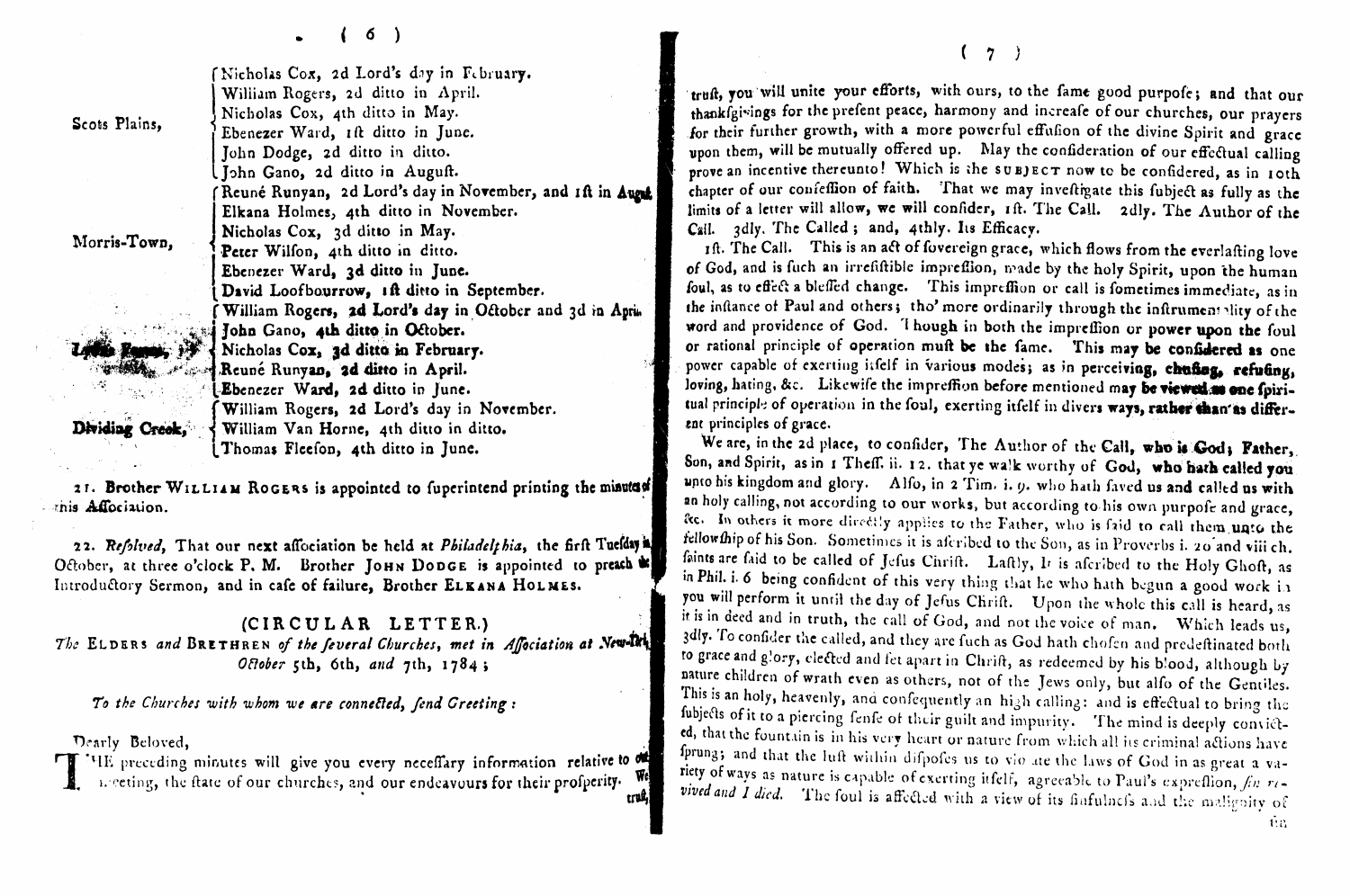| | |
|---|---|
| Scots Plains, | Nicholas Cox, 2d Lord's day in February. |
| | William Rogers, 2d ditto in April. |
| | Nicholas Cox, 4th ditto in May. |
| | Ebenezer Ward, 1st ditto in June. |
| | John Dodge, 2d ditto in ditto. |
| | John Gano, 2d ditto in August. |
| Morris-Town, | Reuné Runyan, 2d Lord's day in November, and 1st in August. |
| | Elkana Holmes, 4th ditto in November. |
| | Nicholas Cox, 3d ditto in May. |
| | Peter Wilson, 4th ditto in ditto. |
| | Ebenezer Ward, 3d ditto in June. |
| | David Loofbourrow, 1st ditto in September. |
| Lyons Farms, | William Rogers, 2d Lord's day in October and 3d in April. |
| | John Gano, 4th ditto in October. |
| | Nicholas Cox, 3d ditto in February. |
| | Reuné Runyan, 2d ditto in April. |
| | Ebenezer Ward, 2d ditto in June. |
| Dividing Creek, | William Rogers, 2d Lord's day in November. |
| | William Van Horne, 4th ditto in ditto. |
| | Thomas Fleeson, 4th ditto in June. |

21. Brother WILLIAM ROGERS is appointed to superintend printing the minutes of this Association.

22. *Resolved,* That our next association be held at *Philadelphia,* the first Tuesday in October, at three o'clock P. M. Brother JOHN DODGE is appointed to preach the Introductory Sermon, and in case of failure, Brother ELKANA HOLMES.

## (CIRCULAR LETTER.)

*The* ELDERS *and* BRETHREN *of the several Churches, met in Association at New-York, October* 5th, 6th, *and* 7th, 1784;

*To the Churches with whom we are connected, send Greeting:*

Dearly Beloved,

THE preceding minutes will give you every necessary information relative to our meeting, the state of our churches, and our endeavours for their prosperity. We trust, you will unite your efforts, with ours, to the same good purpose; and that our thanksgivings for the present peace, harmony and increase of our churches, our prayers for their further growth, with a more powerful effusion of the divine Spirit and grace upon them, will be mutually offered up. May the consideration of our effectual calling prove an incentive thereunto! Which is the SUBJECT now to be considered, as in 10th chapter of our confession of faith. That we may investigate this subject as fully as the limits of a letter will allow, we will consider, 1st. The Call. 2dly. The Author of the Call. 3dly. The Called; and, 4thly. Its Efficacy.

1st. The Call. This is an act of sovereign grace, which flows from the everlasting love of God, and is such an irresistible impression, made by the holy Spirit, upon the human soul, as to effect a blessed change. This impression or call is sometimes immediate, as in the instance of Paul and others; tho' more ordinarily through the instrumentality of the word and providence of God. Though in both the impression or power upon the soul or rational principle of operation must be the same. This may be considered as one power capable of exerting itself in various modes; as in perceiving, chusing, refusing, loving, hating, &c. Likewise the impression before mentioned may be viewed as one spiritual principle of operation in the soul, exerting itself in divers ways, rather than as different principles of grace.

We are, in the 2d place, to consider, The Author of the Call, who is God; Father, Son, and Spirit, as in 1 Thess. ii. 12. that ye walk worthy of God, who hath called you unto his kingdom and glory. Also, in 2 Tim. i. 9. who hath saved us and called us with an holy calling, not according to our works, but according to his own purpose and grace, &c. In others it more directly applies to the Father, who is said to call them unto the fellowship of his Son. Sometimes it is ascribed to the Son, as in Proverbs i. 20 and viii ch. saints are said to be called of Jesus Christ. Lastly, it is ascribed to the Holy Ghost, as in Phil. i. 6 being confident of this very thing that he who hath begun a good work in you will perform it until the day of Jesus Christ. Upon the whole this call is heard, as it is in deed and in truth, the call of God, and not the voice of man. Which leads us, 3dly. To consider the called, and they are such as God hath chosen and predestinated both to grace and glory, elected and set apart in Christ, as redeemed by his blood, although by nature children of wrath even as others, not of the Jews only, but also of the Gentiles. This is an holy, heavenly, and consequently an high calling: and is effectual to bring the subjects of it to a piercing sense of their guilt and impurity. The mind is deeply convicted, that the fountain is in his very heart or nature from which all its criminal actions have sprung; and that the lust within disposes us to violate the laws of God in as great a variety of ways as nature is capable of exerting itself, agreeable to Paul's expression, *sin revived and I died.* The soul is affected with a view of its sinfulness and the malignity of sin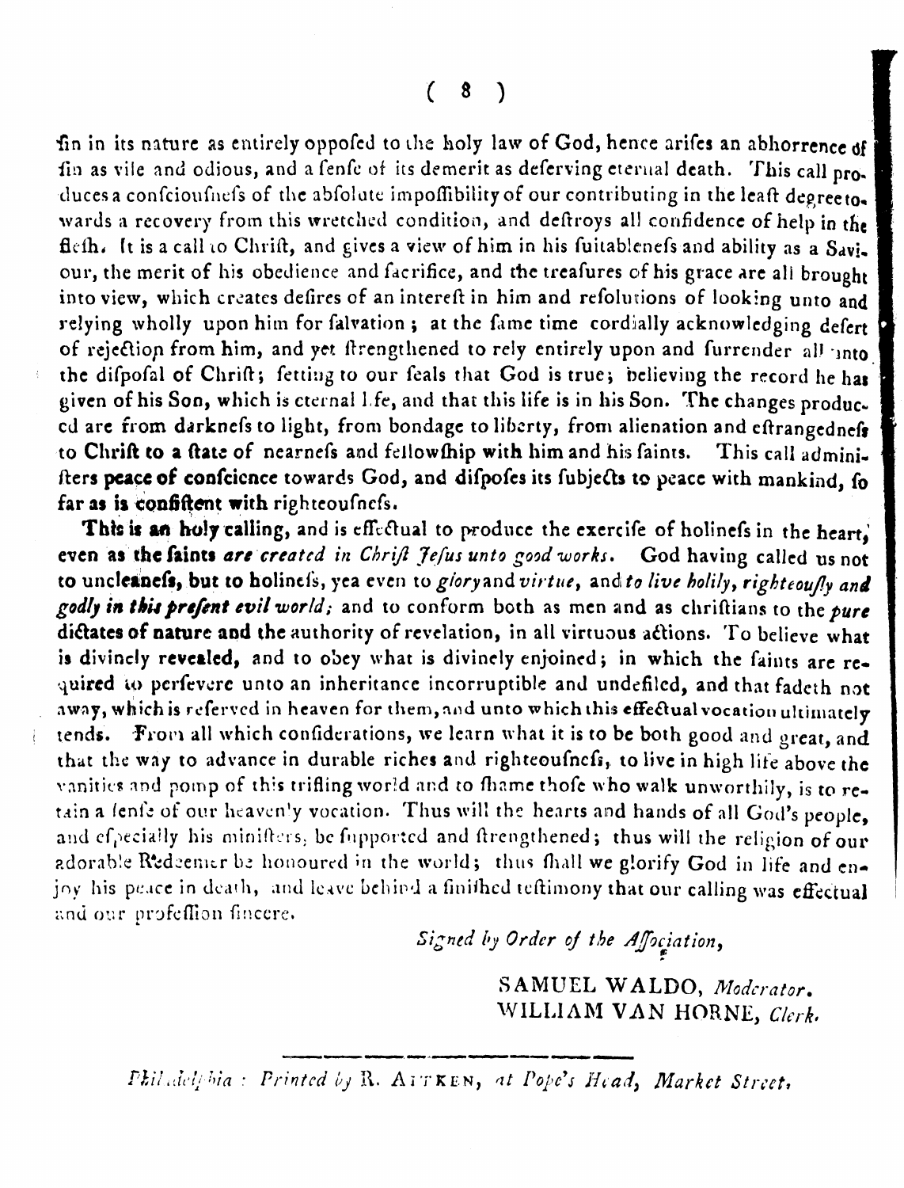ſin in its nature as entirely oppoſed to the holy law of God, hence ariſes an abhorrence of ſin as vile and odious, and a ſenſe of its demerit as deſerving eternal death. This call produces a conſciouſneſs of the abſolute impoſſibility of our contributing in the leaſt degree towards a recovery from this wretched condition, and deſtroys all confidence of help in the fleſh. It is a call to Chriſt, and gives a view of him in his ſuitableneſs and ability as a Saviour, the merit of his obedience and ſacrifice, and the treaſures of his grace are all brought into view, which creates deſires of an intereſt in him and reſolutions of looking unto and relying wholly upon him for ſalvation; at the ſame time cordially acknowledging deſert of rejection from him, and yet ſtrengthened to rely entirely upon and ſurrender all unto the diſpoſal of Chriſt; ſetting to our ſeals that God is true; believing the record he has given of his Son, which is eternal life, and that this life is in his Son. The changes produced are from darkneſs to light, from bondage to liberty, from alienation and eſtrangedneſs to Chriſt to a ſtate of nearneſs and fellowſhip with him and his ſaints. This call adminiſters peace of conſcience towards God, and diſpoſes its ſubjects to peace with mankind, ſo far as is conſiſtent with righteouſneſs.

This is an holy calling, and is effectual to produce the exerciſe of holineſs in the heart, even as the ſaints *are created in Chriſt Jeſus unto good works.* God having called us not to uncleanneſs, but to holineſs, yea even to *glory* and *virtue*, and *to live holily, righteouſly and godly in this preſent evil world;* and to conform both as men and as chriſtians to the *pure* dictates of nature and the authority of revelation, in all virtuous actions. To believe what is divinely revealed, and to obey what is divinely enjoined; in which the ſaints are required to perſevere unto an inheritance incorruptible and undefiled, and that fadeth not away, which is reſerved in heaven for them, and unto which this effectual vocation ultimately tends. From all which conſiderations, we learn what it is to be both good and great, and that the way to advance in durable riches and righteouſneſs, to live in high life above the vanities and pomp of this trifling world and to ſhame thoſe who walk unworthily, is to retain a ſenſe of our heavenly vocation. Thus will the hearts and hands of all God's people, and eſpecially his miniſters, be ſupported and ſtrengthened; thus will the religion of our adorable Redeemer be honoured in the world; thus ſhall we glorify God in life and enjoy his peace in death, and leave behind a finiſhed teſtimony that our calling was effectual and our profeſſion ſincere.

*Signed by Order of the Aſſociation,*

SAMUEL WALDO, *Moderator.*
WILLIAM VAN HORNE, *Clerk.*

---

*Philadelphia: Printed by* R. AITKEN, *at Pope's Head, Market Street.*